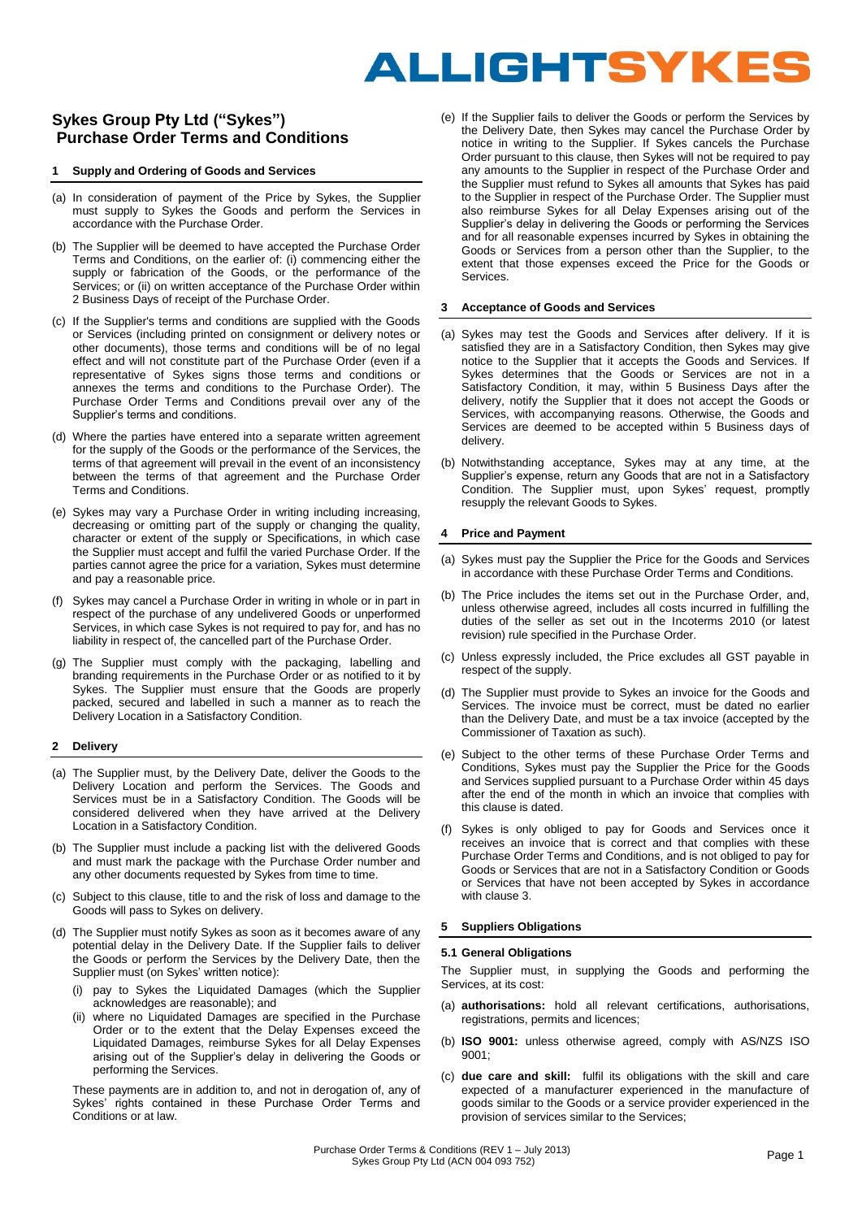# Sykes Group Pty Ltd ("Sykes") Purchase Order Terms and Conditions

## 1 Supply and Ordering of Goods and Services

(a) In consideration of payment of the Price by Sykes, the Supplier must supply to Sykes the Goods and perform the Services in accordance with the Purchase Order.

(b) The Supplier will be deemed to have accepted the Purchase Order Terms and Conditions, on the earlier of: (i) commencing either the supply or fabrication of the Goods, or the performance of the Services; or (ii) on written acceptance of the Purchase Order within 2 Business Days of receipt of the Purchase Order.

(c) If the Supplier's terms and conditions are supplied with the Goods or Services (including printed on consignment or delivery notes or other documents), those terms and conditions will be of no legal effect and will not constitute part of the Purchase Order (even if a representative of Sykes signs those terms and conditions or annexes the terms and conditions to the Purchase Order). The Purchase Order Terms and Conditions prevail over any of the Supplier's terms and conditions.

(d) Where the parties have entered into a separate written agreement for the supply of the Goods or the performance of the Services, the terms of that agreement will prevail in the event of an inconsistency between the terms of that agreement and the Purchase Order Terms and Conditions.

(e) Sykes may vary a Purchase Order in writing including increasing, decreasing or omitting part of the supply or changing the quality, character or extent of the supply or Specifications, in which case the Supplier must accept and fulfil the varied Purchase Order. If the parties cannot agree the price for a variation, Sykes must determine and pay a reasonable price.

(f) Sykes may cancel a Purchase Order in writing in whole or in part in respect of the purchase of any undelivered Goods or unperformed Services, in which case Sykes is not required to pay for, and has no liability in respect of, the cancelled part of the Purchase Order.

(g) The Supplier must comply with the packaging, labelling and branding requirements in the Purchase Order or as notified to it by Sykes. The Supplier must ensure that the Goods are properly packed, secured and labelled in such a manner as to reach the Delivery Location in a Satisfactory Condition.

## 2 Delivery

(a) The Supplier must, by the Delivery Date, deliver the Goods to the Delivery Location and perform the Services. The Goods and Services must be in a Satisfactory Condition. The Goods will be considered delivered when they have arrived at the Delivery Location in a Satisfactory Condition.

(b) The Supplier must include a packing list with the delivered Goods and must mark the package with the Purchase Order number and any other documents requested by Sykes from time to time.

(c) Subject to this clause, title to and the risk of loss and damage to the Goods will pass to Sykes on delivery.

(d) The Supplier must notify Sykes as soon as it becomes aware of any potential delay in the Delivery Date. If the Supplier fails to deliver the Goods or perform the Services by the Delivery Date, then the Supplier must (on Sykes' written notice):

   (i) pay to Sykes the Liquidated Damages (which the Supplier acknowledges are reasonable); and

   (ii) where no Liquidated Damages are specified in the Purchase Order or to the extent that the Delay Expenses exceed the Liquidated Damages, reimburse Sykes for all Delay Expenses arising out of the Supplier's delay in delivering the Goods or performing the Services.

   These payments are in addition to, and not in derogation of, any of Sykes' rights contained in these Purchase Order Terms and Conditions or at law.

(e) If the Supplier fails to deliver the Goods or perform the Services by the Delivery Date, then Sykes may cancel the Purchase Order by notice in writing to the Supplier. If Sykes cancels the Purchase Order pursuant to this clause, then Sykes will not be required to pay any amounts to the Supplier in respect of the Purchase Order and the Supplier must refund to Sykes all amounts that Sykes has paid to the Supplier in respect of the Purchase Order. The Supplier must also reimburse Sykes for all Delay Expenses arising out of the Supplier's delay in delivering the Goods or performing the Services and for all reasonable expenses incurred by Sykes in obtaining the Goods or Services from a person other than the Supplier, to the extent that those expenses exceed the Price for the Goods or Services.

## 3 Acceptance of Goods and Services

(a) Sykes may test the Goods and Services after delivery. If it is satisfied they are in a Satisfactory Condition, then Sykes may give notice to the Supplier that it accepts the Goods and Services. If Sykes determines that the Goods or Services are not in a Satisfactory Condition, it may, within 5 Business Days after the delivery, notify the Supplier that it does not accept the Goods or Services, with accompanying reasons. Otherwise, the Goods and Services are deemed to be accepted within 5 Business days of delivery.

(b) Notwithstanding acceptance, Sykes may at any time, at the Supplier's expense, return any Goods that are not in a Satisfactory Condition. The Supplier must, upon Sykes' request, promptly resupply the relevant Goods to Sykes.

## 4 Price and Payment

(a) Sykes must pay the Supplier the Price for the Goods and Services in accordance with these Purchase Order Terms and Conditions.

(b) The Price includes the items set out in the Purchase Order, and, unless otherwise agreed, includes all costs incurred in fulfilling the duties of the seller as set out in the Incoterms 2010 (or latest revision) rule specified in the Purchase Order.

(c) Unless expressly included, the Price excludes all GST payable in respect of the supply.

(d) The Supplier must provide to Sykes an invoice for the Goods and Services. The invoice must be correct, must be dated no earlier than the Delivery Date, and must be a tax invoice (accepted by the Commissioner of Taxation as such).

(e) Subject to the other terms of these Purchase Order Terms and Conditions, Sykes must pay the Supplier the Price for the Goods and Services supplied pursuant to a Purchase Order within 45 days after the end of the month in which an invoice that complies with this clause is dated.

(f) Sykes is only obliged to pay for Goods and Services once it receives an invoice that is correct and that complies with these Purchase Order Terms and Conditions, and is not obliged to pay for Goods or Services that are not in a Satisfactory Condition or Goods or Services that have not been accepted by Sykes in accordance with clause 3.

## 5 Suppliers Obligations

### 5.1 General Obligations

The Supplier must, in supplying the Goods and performing the Services, at its cost:

(a) **authorisations:** hold all relevant certifications, authorisations, registrations, permits and licences;

(b) **ISO 9001:** unless otherwise agreed, comply with AS/NZS ISO 9001;

(c) **due care and skill:** fulfil its obligations with the skill and care expected of a manufacturer experienced in the manufacture of goods similar to the Goods or a service provider experienced in the provision of services similar to the Services;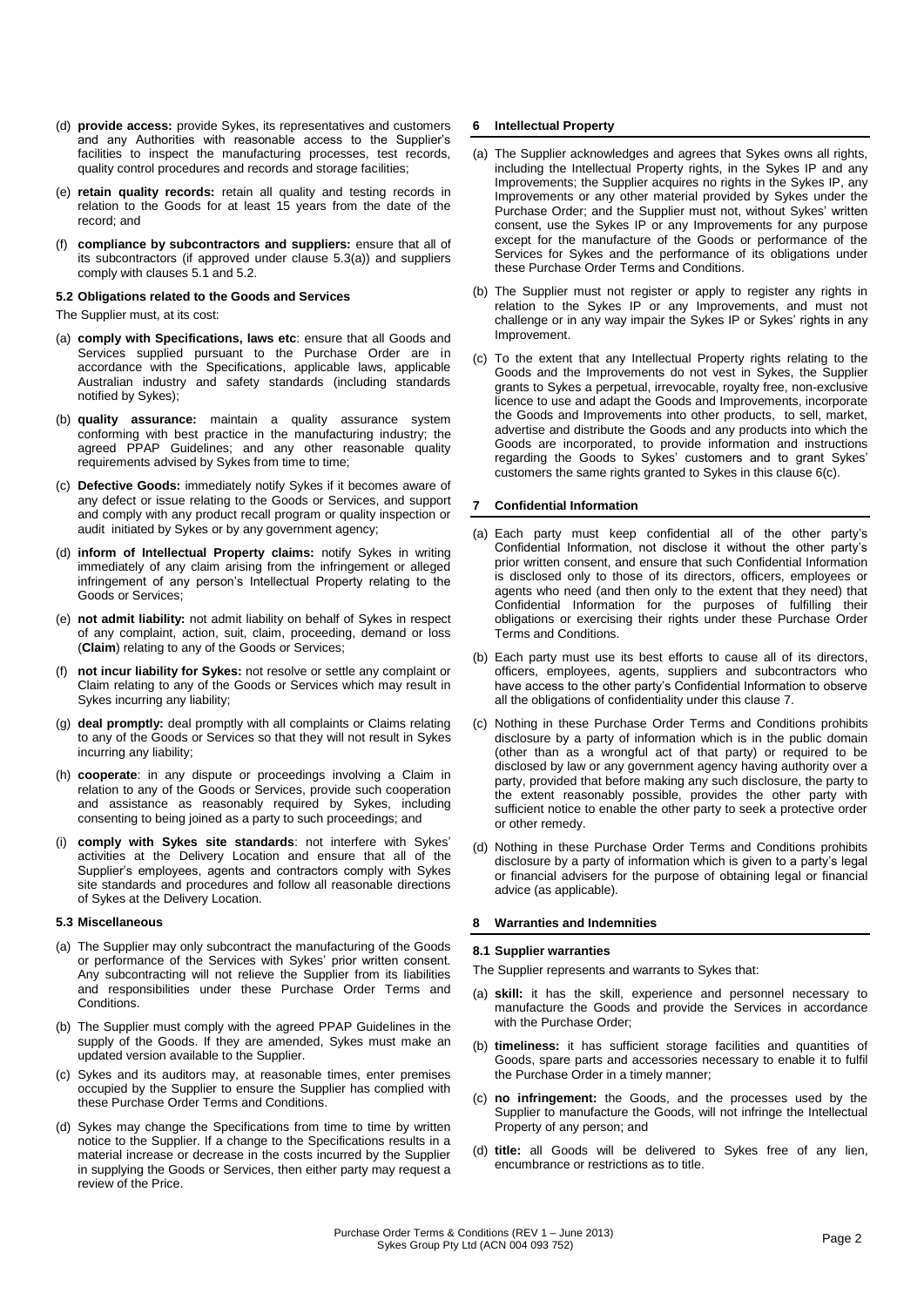(d) **provide access:** provide Sykes, its representatives and customers and any Authorities with reasonable access to the Supplier's facilities to inspect the manufacturing processes, test records, quality control procedures and records and storage facilities;

(e) **retain quality records:** retain all quality and testing records in relation to the Goods for at least 15 years from the date of the record; and

(f) **compliance by subcontractors and suppliers:** ensure that all of its subcontractors (if approved under clause 5.3(a)) and suppliers comply with clauses 5.1 and 5.2.

### 5.2 Obligations related to the Goods and Services

The Supplier must, at its cost:

(a) **comply with Specifications, laws etc**: ensure that all Goods and Services supplied pursuant to the Purchase Order are in accordance with the Specifications, applicable laws, applicable Australian industry and safety standards (including standards notified by Sykes);

(b) **quality assurance:** maintain a quality assurance system conforming with best practice in the manufacturing industry; the agreed PPAP Guidelines; and any other reasonable quality requirements advised by Sykes from time to time;

(c) **Defective Goods:** immediately notify Sykes if it becomes aware of any defect or issue relating to the Goods or Services, and support and comply with any product recall program or quality inspection or audit initiated by Sykes or by any government agency;

(d) **inform of Intellectual Property claims:** notify Sykes in writing immediately of any claim arising from the infringement or alleged infringement of any person's Intellectual Property relating to the Goods or Services;

(e) **not admit liability:** not admit liability on behalf of Sykes in respect of any complaint, action, suit, claim, proceeding, demand or loss (**Claim**) relating to any of the Goods or Services;

(f) **not incur liability for Sykes:** not resolve or settle any complaint or Claim relating to any of the Goods or Services which may result in Sykes incurring any liability;

(g) **deal promptly:** deal promptly with all complaints or Claims relating to any of the Goods or Services so that they will not result in Sykes incurring any liability;

(h) **cooperate**: in any dispute or proceedings involving a Claim in relation to any of the Goods or Services, provide such cooperation and assistance as reasonably required by Sykes, including consenting to being joined as a party to such proceedings; and

(i) **comply with Sykes site standards**: not interfere with Sykes' activities at the Delivery Location and ensure that all of the Supplier's employees, agents and contractors comply with Sykes site standards and procedures and follow all reasonable directions of Sykes at the Delivery Location.

### 5.3 Miscellaneous

(a) The Supplier may only subcontract the manufacturing of the Goods or performance of the Services with Sykes' prior written consent. Any subcontracting will not relieve the Supplier from its liabilities and responsibilities under these Purchase Order Terms and Conditions.

(b) The Supplier must comply with the agreed PPAP Guidelines in the supply of the Goods. If they are amended, Sykes must make an updated version available to the Supplier.

(c) Sykes and its auditors may, at reasonable times, enter premises occupied by the Supplier to ensure the Supplier has complied with these Purchase Order Terms and Conditions.

(d) Sykes may change the Specifications from time to time by written notice to the Supplier. If a change to the Specifications results in a material increase or decrease in the costs incurred by the Supplier in supplying the Goods or Services, then either party may request a review of the Price.

## 6 Intellectual Property

(a) The Supplier acknowledges and agrees that Sykes owns all rights, including the Intellectual Property rights, in the Sykes IP and any Improvements; the Supplier acquires no rights in the Sykes IP, any Improvements or any other material provided by Sykes under the Purchase Order; and the Supplier must not, without Sykes' written consent, use the Sykes IP or any Improvements for any purpose except for the manufacture of the Goods or performance of the Services for Sykes and the performance of its obligations under these Purchase Order Terms and Conditions.

(b) The Supplier must not register or apply to register any rights in relation to the Sykes IP or any Improvements, and must not challenge or in any way impair the Sykes IP or Sykes' rights in any Improvement.

(c) To the extent that any Intellectual Property rights relating to the Goods and the Improvements do not vest in Sykes, the Supplier grants to Sykes a perpetual, irrevocable, royalty free, non-exclusive licence to use and adapt the Goods and Improvements, incorporate the Goods and Improvements into other products, to sell, market, advertise and distribute the Goods and any products into which the Goods are incorporated, to provide information and instructions regarding the Goods to Sykes' customers and to grant Sykes' customers the same rights granted to Sykes in this clause 6(c).

## 7 Confidential Information

(a) Each party must keep confidential all of the other party's Confidential Information, not disclose it without the other party's prior written consent, and ensure that such Confidential Information is disclosed only to those of its directors, officers, employees or agents who need (and then only to the extent that they need) that Confidential Information for the purposes of fulfilling their obligations or exercising their rights under these Purchase Order Terms and Conditions.

(b) Each party must use its best efforts to cause all of its directors, officers, employees, agents, suppliers and subcontractors who have access to the other party's Confidential Information to observe all the obligations of confidentiality under this clause 7.

(c) Nothing in these Purchase Order Terms and Conditions prohibits disclosure by a party of information which is in the public domain (other than as a wrongful act of that party) or required to be disclosed by law or any government agency having authority over a party, provided that before making any such disclosure, the party to the extent reasonably possible, provides the other party with sufficient notice to enable the other party to seek a protective order or other remedy.

(d) Nothing in these Purchase Order Terms and Conditions prohibits disclosure by a party of information which is given to a party's legal or financial advisers for the purpose of obtaining legal or financial advice (as applicable).

## 8 Warranties and Indemnities

### 8.1 Supplier warranties

The Supplier represents and warrants to Sykes that:

(a) **skill:** it has the skill, experience and personnel necessary to manufacture the Goods and provide the Services in accordance with the Purchase Order;

(b) **timeliness:** it has sufficient storage facilities and quantities of Goods, spare parts and accessories necessary to enable it to fulfil the Purchase Order in a timely manner;

(c) **no infringement:** the Goods, and the processes used by the Supplier to manufacture the Goods, will not infringe the Intellectual Property of any person; and

(d) **title:** all Goods will be delivered to Sykes free of any lien, encumbrance or restrictions as to title.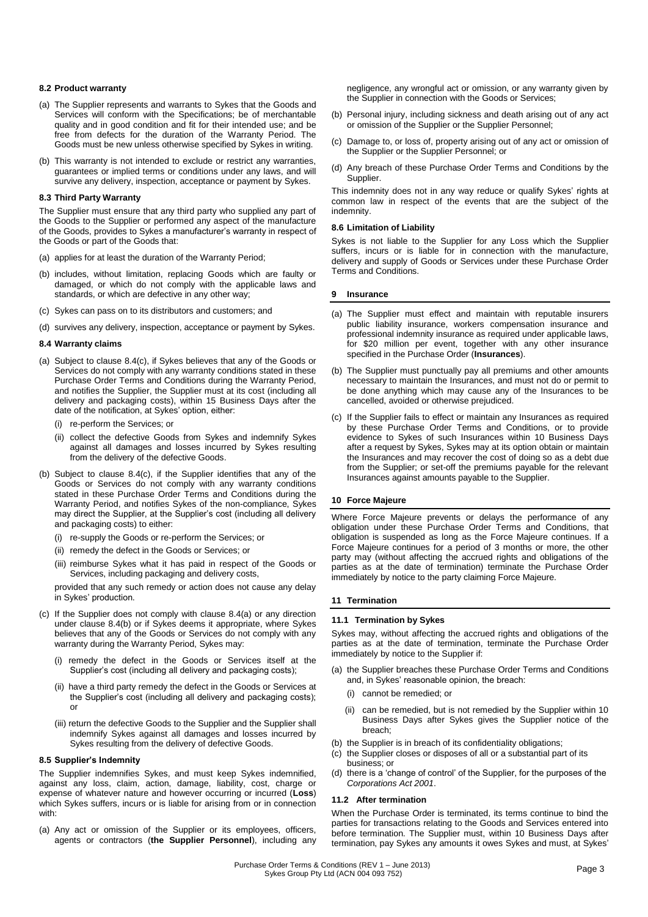### 8.2 Product warranty

(a) The Supplier represents and warrants to Sykes that the Goods and Services will conform with the Specifications; be of merchantable quality and in good condition and fit for their intended use; and be free from defects for the duration of the Warranty Period. The Goods must be new unless otherwise specified by Sykes in writing.

(b) This warranty is not intended to exclude or restrict any warranties, guarantees or implied terms or conditions under any laws, and will survive any delivery, inspection, acceptance or payment by Sykes.

### 8.3 Third Party Warranty

The Supplier must ensure that any third party who supplied any part of the Goods to the Supplier or performed any aspect of the manufacture of the Goods, provides to Sykes a manufacturer's warranty in respect of the Goods or part of the Goods that:

(a) applies for at least the duration of the Warranty Period;

(b) includes, without limitation, replacing Goods which are faulty or damaged, or which do not comply with the applicable laws and standards, or which are defective in any other way;

(c) Sykes can pass on to its distributors and customers; and

(d) survives any delivery, inspection, acceptance or payment by Sykes.

### 8.4 Warranty claims

(a) Subject to clause 8.4(c), if Sykes believes that any of the Goods or Services do not comply with any warranty conditions stated in these Purchase Order Terms and Conditions during the Warranty Period, and notifies the Supplier, the Supplier must at its cost (including all delivery and packaging costs), within 15 Business Days after the date of the notification, at Sykes' option, either:

(i) re-perform the Services; or

(ii) collect the defective Goods from Sykes and indemnify Sykes against all damages and losses incurred by Sykes resulting from the delivery of the defective Goods.

(b) Subject to clause 8.4(c), if the Supplier identifies that any of the Goods or Services do not comply with any warranty conditions stated in these Purchase Order Terms and Conditions during the Warranty Period, and notifies Sykes of the non-compliance, Sykes may direct the Supplier, at the Supplier's cost (including all delivery and packaging costs) to either:

(i) re-supply the Goods or re-perform the Services; or

(ii) remedy the defect in the Goods or Services; or

(iii) reimburse Sykes what it has paid in respect of the Goods or Services, including packaging and delivery costs,

provided that any such remedy or action does not cause any delay in Sykes' production.

(c) If the Supplier does not comply with clause 8.4(a) or any direction under clause 8.4(b) or if Sykes deems it appropriate, where Sykes believes that any of the Goods or Services do not comply with any warranty during the Warranty Period, Sykes may:

(i) remedy the defect in the Goods or Services itself at the Supplier's cost (including all delivery and packaging costs);

(ii) have a third party remedy the defect in the Goods or Services at the Supplier's cost (including all delivery and packaging costs); or

(iii) return the defective Goods to the Supplier and the Supplier shall indemnify Sykes against all damages and losses incurred by Sykes resulting from the delivery of defective Goods.

### 8.5 Supplier's Indemnity

The Supplier indemnifies Sykes, and must keep Sykes indemnified, against any loss, claim, action, damage, liability, cost, charge or expense of whatever nature and however occurring or incurred (**Loss**) which Sykes suffers, incurs or is liable for arising from or in connection with:

(a) Any act or omission of the Supplier or its employees, officers, agents or contractors (**the Supplier Personnel**), including any negligence, any wrongful act or omission, or any warranty given by the Supplier in connection with the Goods or Services;

(b) Personal injury, including sickness and death arising out of any act or omission of the Supplier or the Supplier Personnel;

(c) Damage to, or loss of, property arising out of any act or omission of the Supplier or the Supplier Personnel; or

(d) Any breach of these Purchase Order Terms and Conditions by the Supplier.

This indemnity does not in any way reduce or qualify Sykes' rights at common law in respect of the events that are the subject of the indemnity.

### 8.6 Limitation of Liability

Sykes is not liable to the Supplier for any Loss which the Supplier suffers, incurs or is liable for in connection with the manufacture, delivery and supply of Goods or Services under these Purchase Order Terms and Conditions.

## 9 Insurance

(a) The Supplier must effect and maintain with reputable insurers public liability insurance, workers compensation insurance and professional indemnity insurance as required under applicable laws, for $20 million per event, together with any other insurance specified in the Purchase Order (**Insurances**).

(b) The Supplier must punctually pay all premiums and other amounts necessary to maintain the Insurances, and must not do or permit to be done anything which may cause any of the Insurances to be cancelled, avoided or otherwise prejudiced.

(c) If the Supplier fails to effect or maintain any Insurances as required by these Purchase Order Terms and Conditions, or to provide evidence to Sykes of such Insurances within 10 Business Days after a request by Sykes, Sykes may at its option obtain or maintain the Insurances and may recover the cost of doing so as a debt due from the Supplier; or set-off the premiums payable for the relevant Insurances against amounts payable to the Supplier.

## 10 Force Majeure

Where Force Majeure prevents or delays the performance of any obligation under these Purchase Order Terms and Conditions, that obligation is suspended as long as the Force Majeure continues. If a Force Majeure continues for a period of 3 months or more, the other party may (without affecting the accrued rights and obligations of the parties as at the date of termination) terminate the Purchase Order immediately by notice to the party claiming Force Majeure.

## 11 Termination

### 11.1 Termination by Sykes

Sykes may, without affecting the accrued rights and obligations of the parties as at the date of termination, terminate the Purchase Order immediately by notice to the Supplier if:

(a) the Supplier breaches these Purchase Order Terms and Conditions and, in Sykes' reasonable opinion, the breach:

(i) cannot be remedied; or

(ii) can be remedied, but is not remedied by the Supplier within 10 Business Days after Sykes gives the Supplier notice of the breach;

(b) the Supplier is in breach of its confidentiality obligations;

(c) the Supplier closes or disposes of all or a substantial part of its business; or

(d) there is a 'change of control' of the Supplier, for the purposes of the *Corporations Act 2001*.

### 11.2 After termination

When the Purchase Order is terminated, its terms continue to bind the parties for transactions relating to the Goods and Services entered into before termination. The Supplier must, within 10 Business Days after termination, pay Sykes any amounts it owes Sykes and must, at Sykes'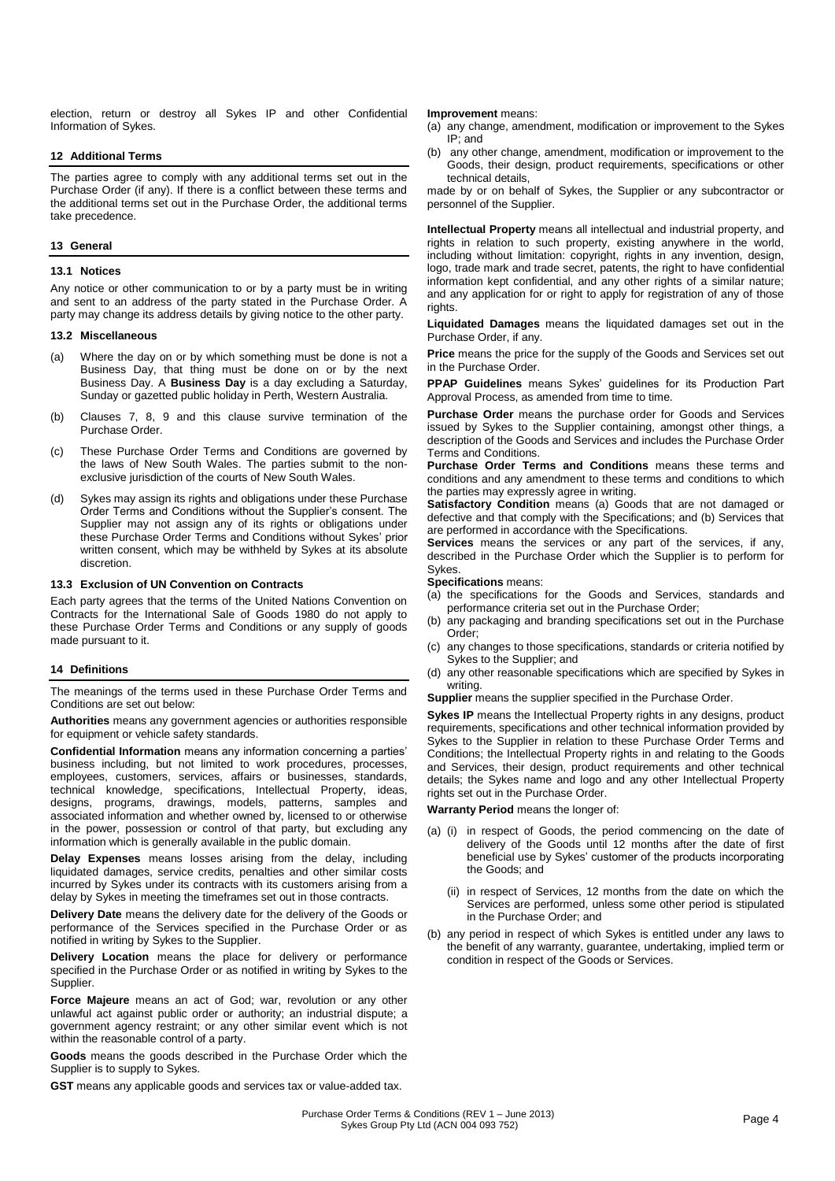election, return or destroy all Sykes IP and other Confidential Information of Sykes.

## 12 Additional Terms

The parties agree to comply with any additional terms set out in the Purchase Order (if any). If there is a conflict between these terms and the additional terms set out in the Purchase Order, the additional terms take precedence.

## 13 General

### 13.1 Notices

Any notice or other communication to or by a party must be in writing and sent to an address of the party stated in the Purchase Order. A party may change its address details by giving notice to the other party.

### 13.2 Miscellaneous

(a) Where the day on or by which something must be done is not a Business Day, that thing must be done on or by the next Business Day. A **Business Day** is a day excluding a Saturday, Sunday or gazetted public holiday in Perth, Western Australia.

(b) Clauses 7, 8, 9 and this clause survive termination of the Purchase Order.

(c) These Purchase Order Terms and Conditions are governed by the laws of New South Wales. The parties submit to the non-exclusive jurisdiction of the courts of New South Wales.

(d) Sykes may assign its rights and obligations under these Purchase Order Terms and Conditions without the Supplier's consent. The Supplier may not assign any of its rights or obligations under these Purchase Order Terms and Conditions without Sykes' prior written consent, which may be withheld by Sykes at its absolute discretion.

### 13.3 Exclusion of UN Convention on Contracts

Each party agrees that the terms of the United Nations Convention on Contracts for the International Sale of Goods 1980 do not apply to these Purchase Order Terms and Conditions or any supply of goods made pursuant to it.

## 14 Definitions

The meanings of the terms used in these Purchase Order Terms and Conditions are set out below:

**Authorities** means any government agencies or authorities responsible for equipment or vehicle safety standards.

**Confidential Information** means any information concerning a parties' business including, but not limited to work procedures, processes, employees, customers, services, affairs or businesses, standards, technical knowledge, specifications, Intellectual Property, ideas, designs, programs, drawings, models, patterns, samples and associated information and whether owned by, licensed to or otherwise in the power, possession or control of that party, but excluding any information which is generally available in the public domain.

**Delay Expenses** means losses arising from the delay, including liquidated damages, service credits, penalties and other similar costs incurred by Sykes under its contracts with its customers arising from a delay by Sykes in meeting the timeframes set out in those contracts.

**Delivery Date** means the delivery date for the delivery of the Goods or performance of the Services specified in the Purchase Order or as notified in writing by Sykes to the Supplier.

**Delivery Location** means the place for delivery or performance specified in the Purchase Order or as notified in writing by Sykes to the Supplier.

**Force Majeure** means an act of God; war, revolution or any other unlawful act against public order or authority; an industrial dispute; a government agency restraint; or any other similar event which is not within the reasonable control of a party.

**Goods** means the goods described in the Purchase Order which the Supplier is to supply to Sykes.

**GST** means any applicable goods and services tax or value-added tax.

**Improvement** means:

(a) any change, amendment, modification or improvement to the Sykes IP; and

(b) any other change, amendment, modification or improvement to the Goods, their design, product requirements, specifications or other technical details,

made by or on behalf of Sykes, the Supplier or any subcontractor or personnel of the Supplier.

**Intellectual Property** means all intellectual and industrial property, and rights in relation to such property, existing anywhere in the world, including without limitation: copyright, rights in any invention, design, logo, trade mark and trade secret, patents, the right to have confidential information kept confidential, and any other rights of a similar nature; and any application for or right to apply for registration of any of those rights.

**Liquidated Damages** means the liquidated damages set out in the Purchase Order, if any.

**Price** means the price for the supply of the Goods and Services set out in the Purchase Order.

**PPAP Guidelines** means Sykes' guidelines for its Production Part Approval Process, as amended from time to time.

**Purchase Order** means the purchase order for Goods and Services issued by Sykes to the Supplier containing, amongst other things, a description of the Goods and Services and includes the Purchase Order Terms and Conditions.

**Purchase Order Terms and Conditions** means these terms and conditions and any amendment to these terms and conditions to which the parties may expressly agree in writing.

**Satisfactory Condition** means (a) Goods that are not damaged or defective and that comply with the Specifications; and (b) Services that are performed in accordance with the Specifications.

**Services** means the services or any part of the services, if any, described in the Purchase Order which the Supplier is to perform for Sykes.

**Specifications** means:

(a) the specifications for the Goods and Services, standards and performance criteria set out in the Purchase Order;

(b) any packaging and branding specifications set out in the Purchase Order;

(c) any changes to those specifications, standards or criteria notified by Sykes to the Supplier; and

(d) any other reasonable specifications which are specified by Sykes in writing.

**Supplier** means the supplier specified in the Purchase Order.

**Sykes IP** means the Intellectual Property rights in any designs, product requirements, specifications and other technical information provided by Sykes to the Supplier in relation to these Purchase Order Terms and Conditions; the Intellectual Property rights in and relating to the Goods and Services, their design, product requirements and other technical details; the Sykes name and logo and any other Intellectual Property rights set out in the Purchase Order.

**Warranty Period** means the longer of:

(a) (i) in respect of Goods, the period commencing on the date of delivery of the Goods until 12 months after the date of first beneficial use by Sykes' customer of the products incorporating the Goods; and

(ii) in respect of Services, 12 months from the date on which the Services are performed, unless some other period is stipulated in the Purchase Order; and

(b) any period in respect of which Sykes is entitled under any laws to the benefit of any warranty, guarantee, undertaking, implied term or condition in respect of the Goods or Services.